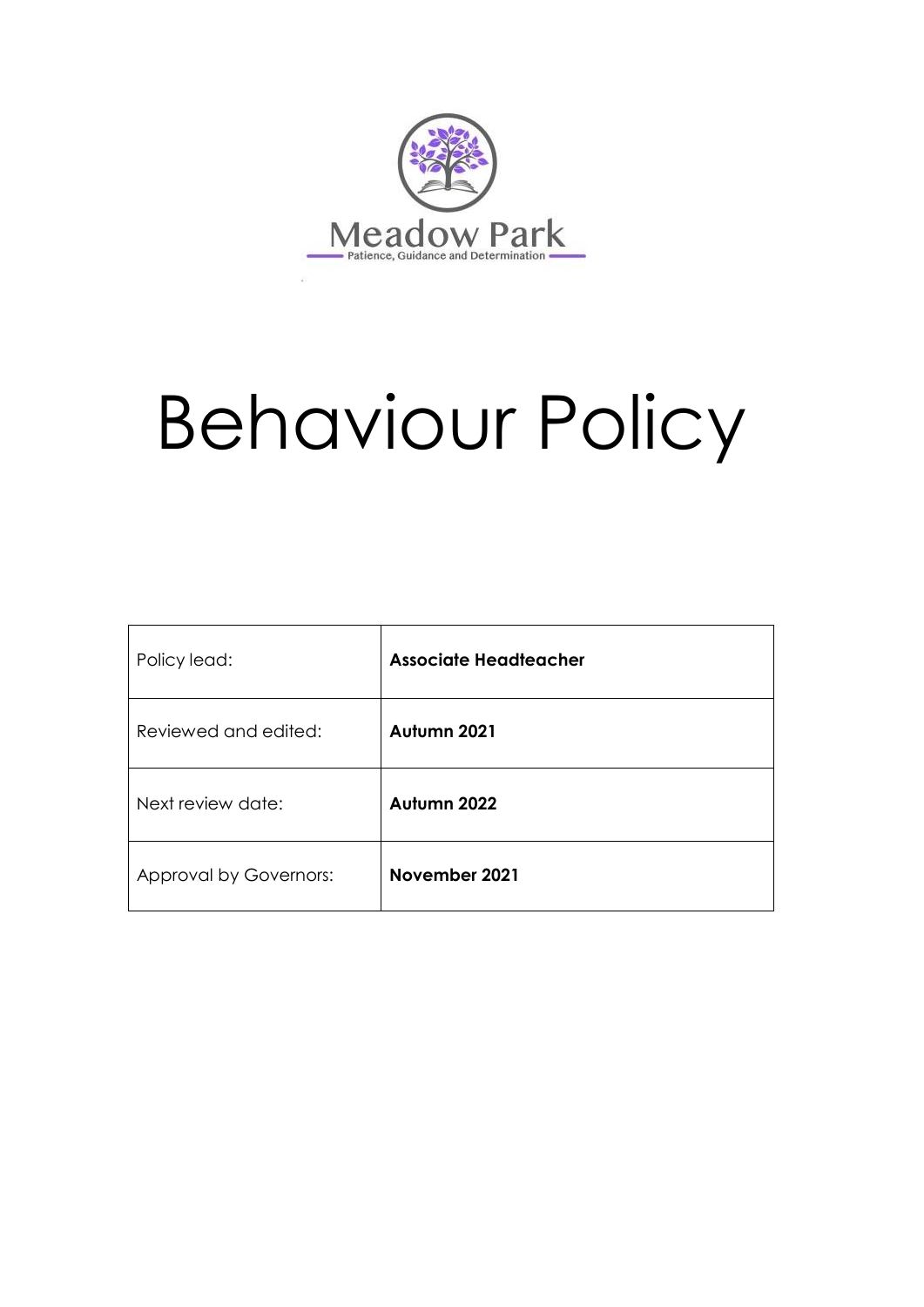Meadow Park

Patience, Guidance and Determination

# Behaviour Policy

| Policy lead: | **Associate Headteacher** |
|---|---|
| Reviewed and edited: | **Autumn 2021** |
| Next review date: | **Autumn 2022** |
| Approval by Governors: | **November 2021** |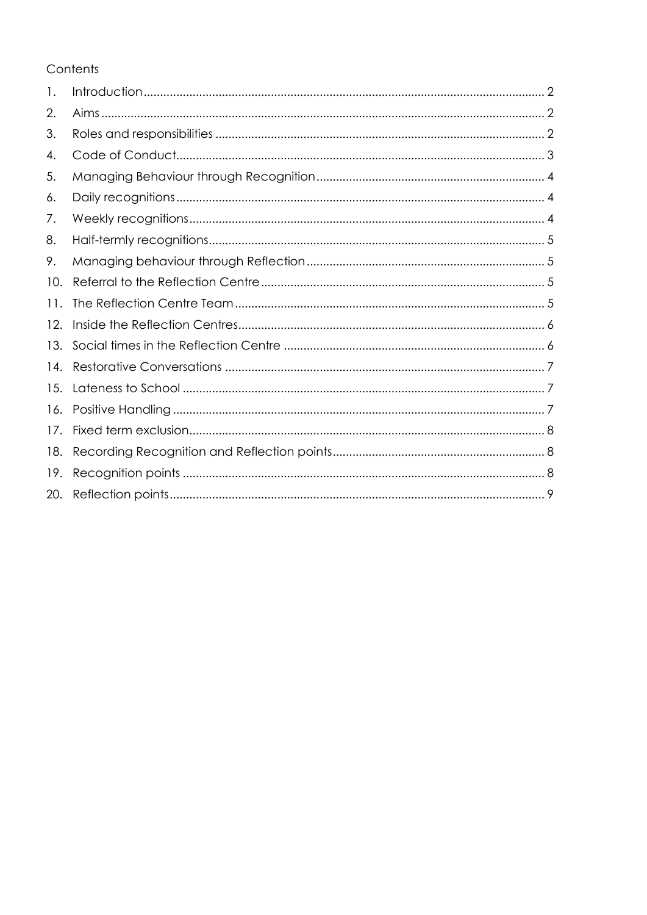Contents

1. Introduction ..... 2
2. Aims ..... 2
3. Roles and responsibilities ..... 2
4. Code of Conduct ..... 3
5. Managing Behaviour through Recognition ..... 4
6. Daily recognitions ..... 4
7. Weekly recognitions ..... 4
8. Half-termly recognitions ..... 5
9. Managing behaviour through Reflection ..... 5
10. Referral to the Reflection Centre ..... 5
11. The Reflection Centre Team ..... 5
12. Inside the Reflection Centres ..... 6
13. Social times in the Reflection Centre ..... 6
14. Restorative Conversations ..... 7
15. Lateness to School ..... 7
16. Positive Handling ..... 7
17. Fixed term exclusion ..... 8
18. Recording Recognition and Reflection points ..... 8
19. Recognition points ..... 8
20. Reflection points ..... 9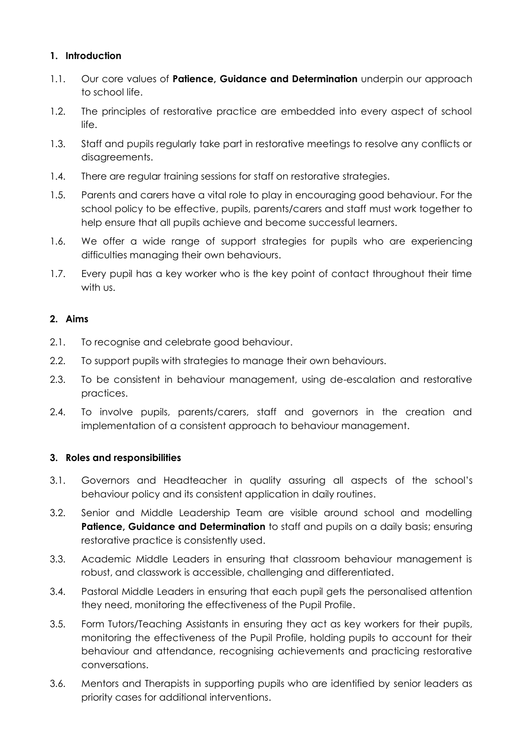## 1. Introduction

1.1. Our core values of **Patience, Guidance and Determination** underpin our approach to school life.

1.2. The principles of restorative practice are embedded into every aspect of school life.

1.3. Staff and pupils regularly take part in restorative meetings to resolve any conflicts or disagreements.

1.4. There are regular training sessions for staff on restorative strategies.

1.5. Parents and carers have a vital role to play in encouraging good behaviour. For the school policy to be effective, pupils, parents/carers and staff must work together to help ensure that all pupils achieve and become successful learners.

1.6. We offer a wide range of support strategies for pupils who are experiencing difficulties managing their own behaviours.

1.7. Every pupil has a key worker who is the key point of contact throughout their time with us.

## 2. Aims

2.1. To recognise and celebrate good behaviour.

2.2. To support pupils with strategies to manage their own behaviours.

2.3. To be consistent in behaviour management, using de-escalation and restorative practices.

2.4. To involve pupils, parents/carers, staff and governors in the creation and implementation of a consistent approach to behaviour management.

## 3. Roles and responsibilities

3.1. Governors and Headteacher in quality assuring all aspects of the school's behaviour policy and its consistent application in daily routines.

3.2. Senior and Middle Leadership Team are visible around school and modelling **Patience, Guidance and Determination** to staff and pupils on a daily basis; ensuring restorative practice is consistently used.

3.3. Academic Middle Leaders in ensuring that classroom behaviour management is robust, and classwork is accessible, challenging and differentiated.

3.4. Pastoral Middle Leaders in ensuring that each pupil gets the personalised attention they need, monitoring the effectiveness of the Pupil Profile.

3.5. Form Tutors/Teaching Assistants in ensuring they act as key workers for their pupils, monitoring the effectiveness of the Pupil Profile, holding pupils to account for their behaviour and attendance, recognising achievements and practicing restorative conversations.

3.6. Mentors and Therapists in supporting pupils who are identified by senior leaders as priority cases for additional interventions.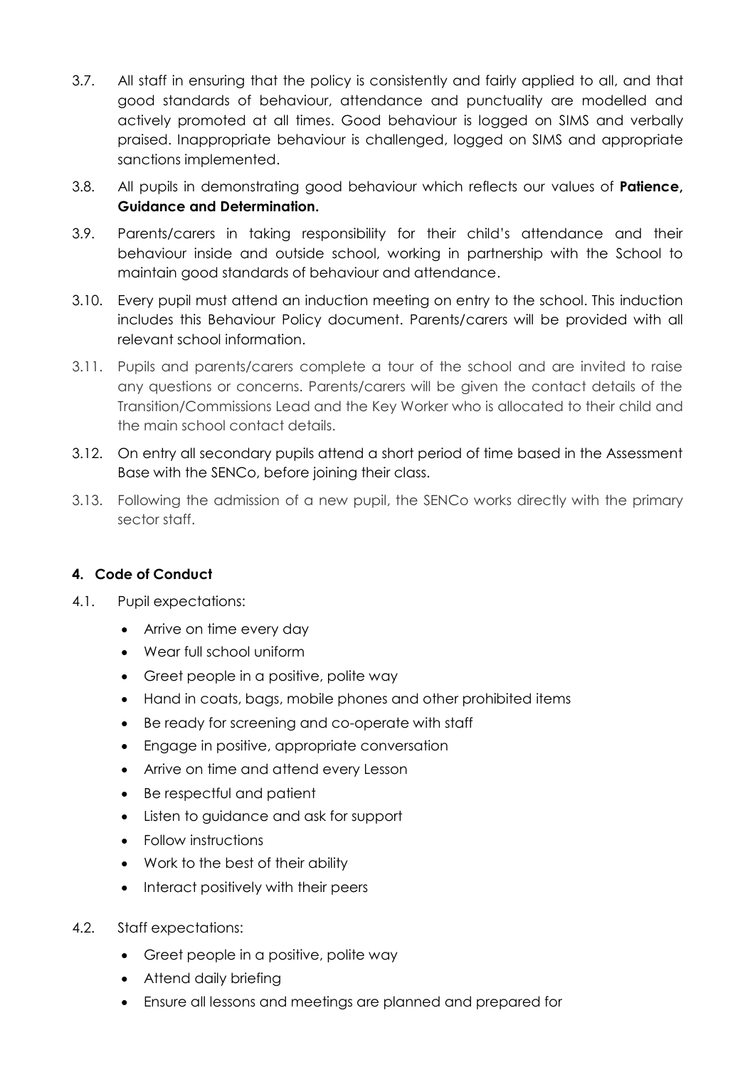3.7. All staff in ensuring that the policy is consistently and fairly applied to all, and that good standards of behaviour, attendance and punctuality are modelled and actively promoted at all times. Good behaviour is logged on SIMS and verbally praised. Inappropriate behaviour is challenged, logged on SIMS and appropriate sanctions implemented.

3.8. All pupils in demonstrating good behaviour which reflects our values of **Patience, Guidance and Determination.**

3.9. Parents/carers in taking responsibility for their child's attendance and their behaviour inside and outside school, working in partnership with the School to maintain good standards of behaviour and attendance.

3.10. Every pupil must attend an induction meeting on entry to the school. This induction includes this Behaviour Policy document. Parents/carers will be provided with all relevant school information.

3.11. Pupils and parents/carers complete a tour of the school and are invited to raise any questions or concerns. Parents/carers will be given the contact details of the Transition/Commissions Lead and the Key Worker who is allocated to their child and the main school contact details.

3.12. On entry all secondary pupils attend a short period of time based in the Assessment Base with the SENCo, before joining their class.

3.13. Following the admission of a new pupil, the SENCo works directly with the primary sector staff.

### 4. Code of Conduct

4.1. Pupil expectations:

- Arrive on time every day
- Wear full school uniform
- Greet people in a positive, polite way
- Hand in coats, bags, mobile phones and other prohibited items
- Be ready for screening and co-operate with staff
- Engage in positive, appropriate conversation
- Arrive on time and attend every Lesson
- Be respectful and patient
- Listen to guidance and ask for support
- Follow instructions
- Work to the best of their ability
- Interact positively with their peers

4.2. Staff expectations:

- Greet people in a positive, polite way
- Attend daily briefing
- Ensure all lessons and meetings are planned and prepared for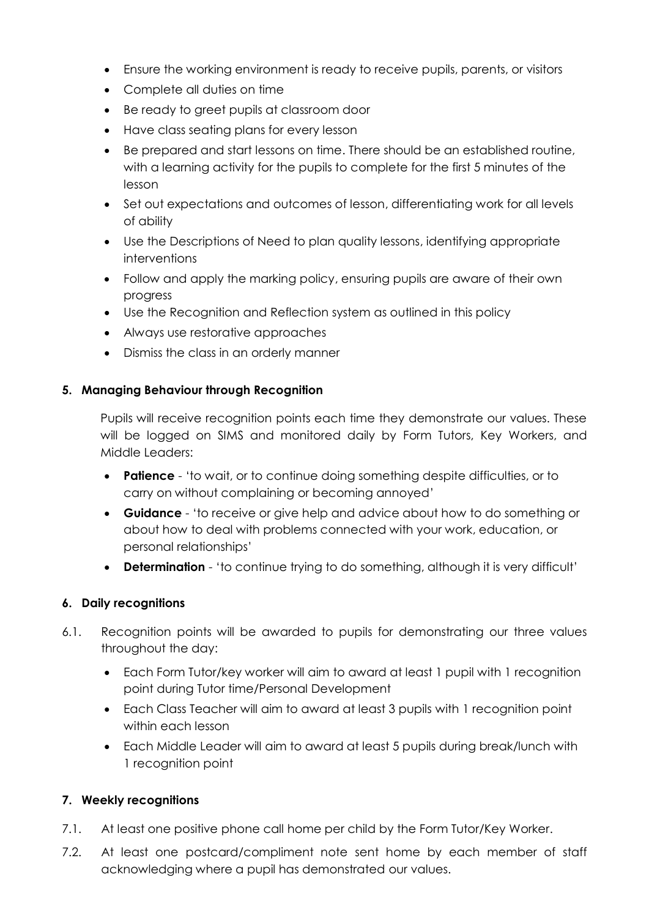- Ensure the working environment is ready to receive pupils, parents, or visitors
- Complete all duties on time
- Be ready to greet pupils at classroom door
- Have class seating plans for every lesson
- Be prepared and start lessons on time. There should be an established routine, with a learning activity for the pupils to complete for the first 5 minutes of the lesson
- Set out expectations and outcomes of lesson, differentiating work for all levels of ability
- Use the Descriptions of Need to plan quality lessons, identifying appropriate interventions
- Follow and apply the marking policy, ensuring pupils are aware of their own progress
- Use the Recognition and Reflection system as outlined in this policy
- Always use restorative approaches
- Dismiss the class in an orderly manner

## 5. Managing Behaviour through Recognition

Pupils will receive recognition points each time they demonstrate our values. These will be logged on SIMS and monitored daily by Form Tutors, Key Workers, and Middle Leaders:

- **Patience** - 'to wait, or to continue doing something despite difficulties, or to carry on without complaining or becoming annoyed'
- **Guidance** - 'to receive or give help and advice about how to do something or about how to deal with problems connected with your work, education, or personal relationships'
- **Determination** - 'to continue trying to do something, although it is very difficult'

## 6. Daily recognitions

6.1. Recognition points will be awarded to pupils for demonstrating our three values throughout the day:

- Each Form Tutor/key worker will aim to award at least 1 pupil with 1 recognition point during Tutor time/Personal Development
- Each Class Teacher will aim to award at least 3 pupils with 1 recognition point within each lesson
- Each Middle Leader will aim to award at least 5 pupils during break/lunch with 1 recognition point

## 7. Weekly recognitions

7.1. At least one positive phone call home per child by the Form Tutor/Key Worker.

7.2. At least one postcard/compliment note sent home by each member of staff acknowledging where a pupil has demonstrated our values.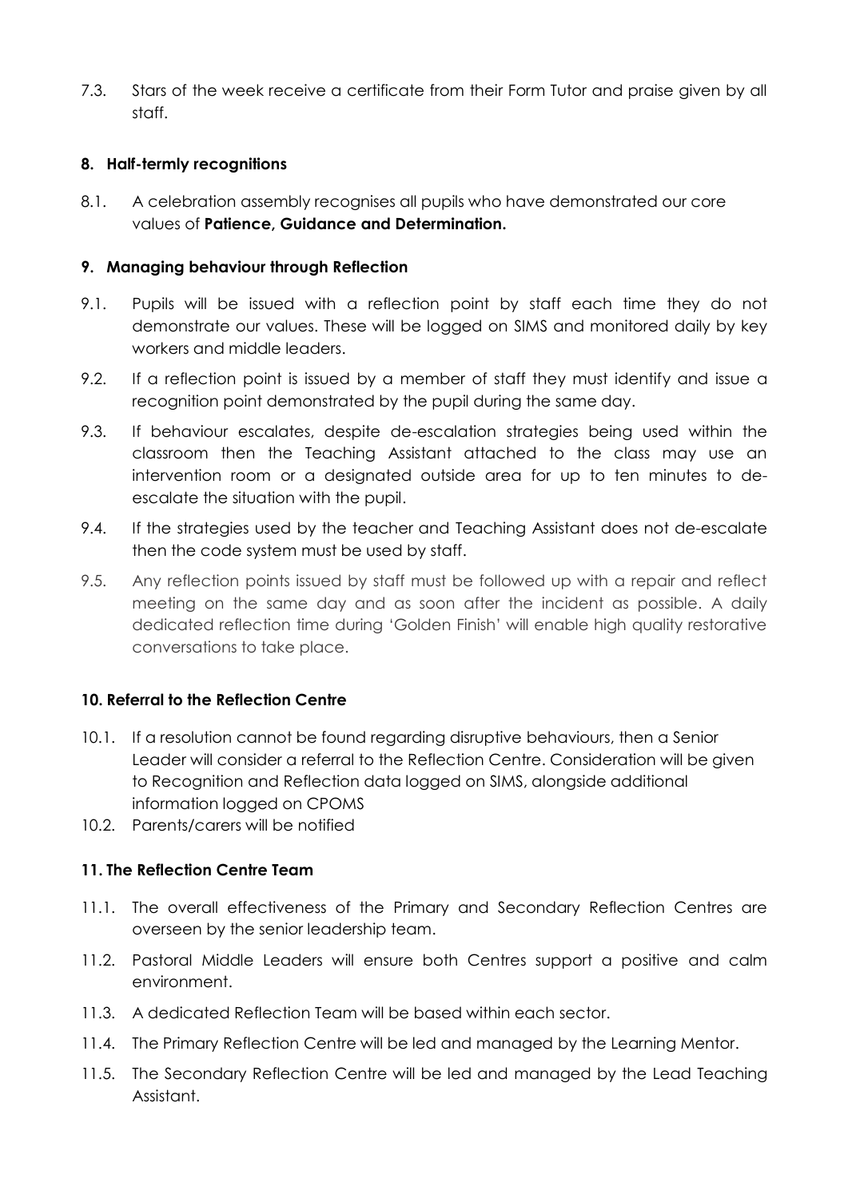7.3. Stars of the week receive a certificate from their Form Tutor and praise given by all staff.

### 8. Half-termly recognitions

8.1. A celebration assembly recognises all pupils who have demonstrated our core values of **Patience, Guidance and Determination.**

### 9. Managing behaviour through Reflection

9.1. Pupils will be issued with a reflection point by staff each time they do not demonstrate our values. These will be logged on SIMS and monitored daily by key workers and middle leaders.

9.2. If a reflection point is issued by a member of staff they must identify and issue a recognition point demonstrated by the pupil during the same day.

9.3. If behaviour escalates, despite de-escalation strategies being used within the classroom then the Teaching Assistant attached to the class may use an intervention room or a designated outside area for up to ten minutes to de-escalate the situation with the pupil.

9.4. If the strategies used by the teacher and Teaching Assistant does not de-escalate then the code system must be used by staff.

9.5. Any reflection points issued by staff must be followed up with a repair and reflect meeting on the same day and as soon after the incident as possible. A daily dedicated reflection time during 'Golden Finish' will enable high quality restorative conversations to take place.

### 10. Referral to the Reflection Centre

10.1. If a resolution cannot be found regarding disruptive behaviours, then a Senior Leader will consider a referral to the Reflection Centre. Consideration will be given to Recognition and Reflection data logged on SIMS, alongside additional information logged on CPOMS

10.2. Parents/carers will be notified

### 11. The Reflection Centre Team

11.1. The overall effectiveness of the Primary and Secondary Reflection Centres are overseen by the senior leadership team.

11.2. Pastoral Middle Leaders will ensure both Centres support a positive and calm environment.

11.3. A dedicated Reflection Team will be based within each sector.

11.4. The Primary Reflection Centre will be led and managed by the Learning Mentor.

11.5. The Secondary Reflection Centre will be led and managed by the Lead Teaching Assistant.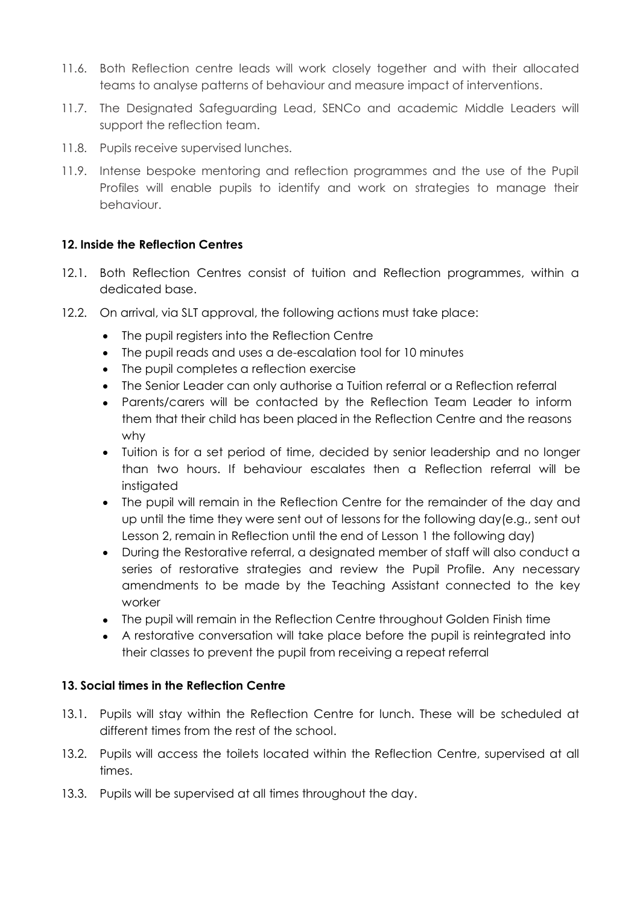11.6. Both Reflection centre leads will work closely together and with their allocated teams to analyse patterns of behaviour and measure impact of interventions.

11.7. The Designated Safeguarding Lead, SENCo and academic Middle Leaders will support the reflection team.

11.8. Pupils receive supervised lunches.

11.9. Intense bespoke mentoring and reflection programmes and the use of the Pupil Profiles will enable pupils to identify and work on strategies to manage their behaviour.

**12. Inside the Reflection Centres**

12.1. Both Reflection Centres consist of tuition and Reflection programmes, within a dedicated base.

12.2. On arrival, via SLT approval, the following actions must take place:

- The pupil registers into the Reflection Centre
- The pupil reads and uses a de-escalation tool for 10 minutes
- The pupil completes a reflection exercise
- The Senior Leader can only authorise a Tuition referral or a Reflection referral
- Parents/carers will be contacted by the Reflection Team Leader to inform them that their child has been placed in the Reflection Centre and the reasons why
- Tuition is for a set period of time, decided by senior leadership and no longer than two hours. If behaviour escalates then a Reflection referral will be instigated
- The pupil will remain in the Reflection Centre for the remainder of the day and up until the time they were sent out of lessons for the following day(e.g., sent out Lesson 2, remain in Reflection until the end of Lesson 1 the following day)
- During the Restorative referral, a designated member of staff will also conduct a series of restorative strategies and review the Pupil Profile. Any necessary amendments to be made by the Teaching Assistant connected to the key worker
- The pupil will remain in the Reflection Centre throughout Golden Finish time
- A restorative conversation will take place before the pupil is reintegrated into their classes to prevent the pupil from receiving a repeat referral

**13. Social times in the Reflection Centre**

13.1. Pupils will stay within the Reflection Centre for lunch. These will be scheduled at different times from the rest of the school.

13.2. Pupils will access the toilets located within the Reflection Centre, supervised at all times.

13.3. Pupils will be supervised at all times throughout the day.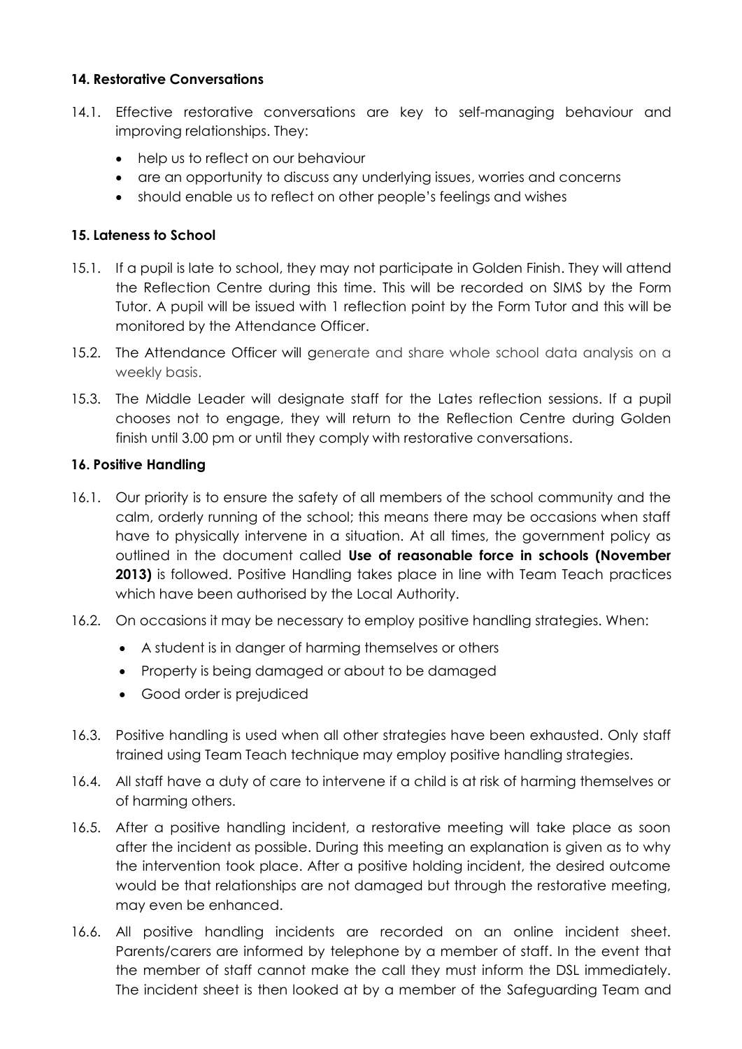### 14. Restorative Conversations

14.1. Effective restorative conversations are key to self-managing behaviour and improving relationships. They:

- help us to reflect on our behaviour
- are an opportunity to discuss any underlying issues, worries and concerns
- should enable us to reflect on other people's feelings and wishes

### 15. Lateness to School

15.1. If a pupil is late to school, they may not participate in Golden Finish. They will attend the Reflection Centre during this time. This will be recorded on SIMS by the Form Tutor. A pupil will be issued with 1 reflection point by the Form Tutor and this will be monitored by the Attendance Officer.

15.2. The Attendance Officer will generate and share whole school data analysis on a weekly basis.

15.3. The Middle Leader will designate staff for the Lates reflection sessions. If a pupil chooses not to engage, they will return to the Reflection Centre during Golden finish until 3.00 pm or until they comply with restorative conversations.

### 16. Positive Handling

16.1. Our priority is to ensure the safety of all members of the school community and the calm, orderly running of the school; this means there may be occasions when staff have to physically intervene in a situation. At all times, the government policy as outlined in the document called **Use of reasonable force in schools (November 2013)** is followed. Positive Handling takes place in line with Team Teach practices which have been authorised by the Local Authority.

16.2. On occasions it may be necessary to employ positive handling strategies. When:

- A student is in danger of harming themselves or others
- Property is being damaged or about to be damaged
- Good order is prejudiced

16.3. Positive handling is used when all other strategies have been exhausted. Only staff trained using Team Teach technique may employ positive handling strategies.

16.4. All staff have a duty of care to intervene if a child is at risk of harming themselves or of harming others.

16.5. After a positive handling incident, a restorative meeting will take place as soon after the incident as possible. During this meeting an explanation is given as to why the intervention took place. After a positive holding incident, the desired outcome would be that relationships are not damaged but through the restorative meeting, may even be enhanced.

16.6. All positive handling incidents are recorded on an online incident sheet. Parents/carers are informed by telephone by a member of staff. In the event that the member of staff cannot make the call they must inform the DSL immediately. The incident sheet is then looked at by a member of the Safeguarding Team and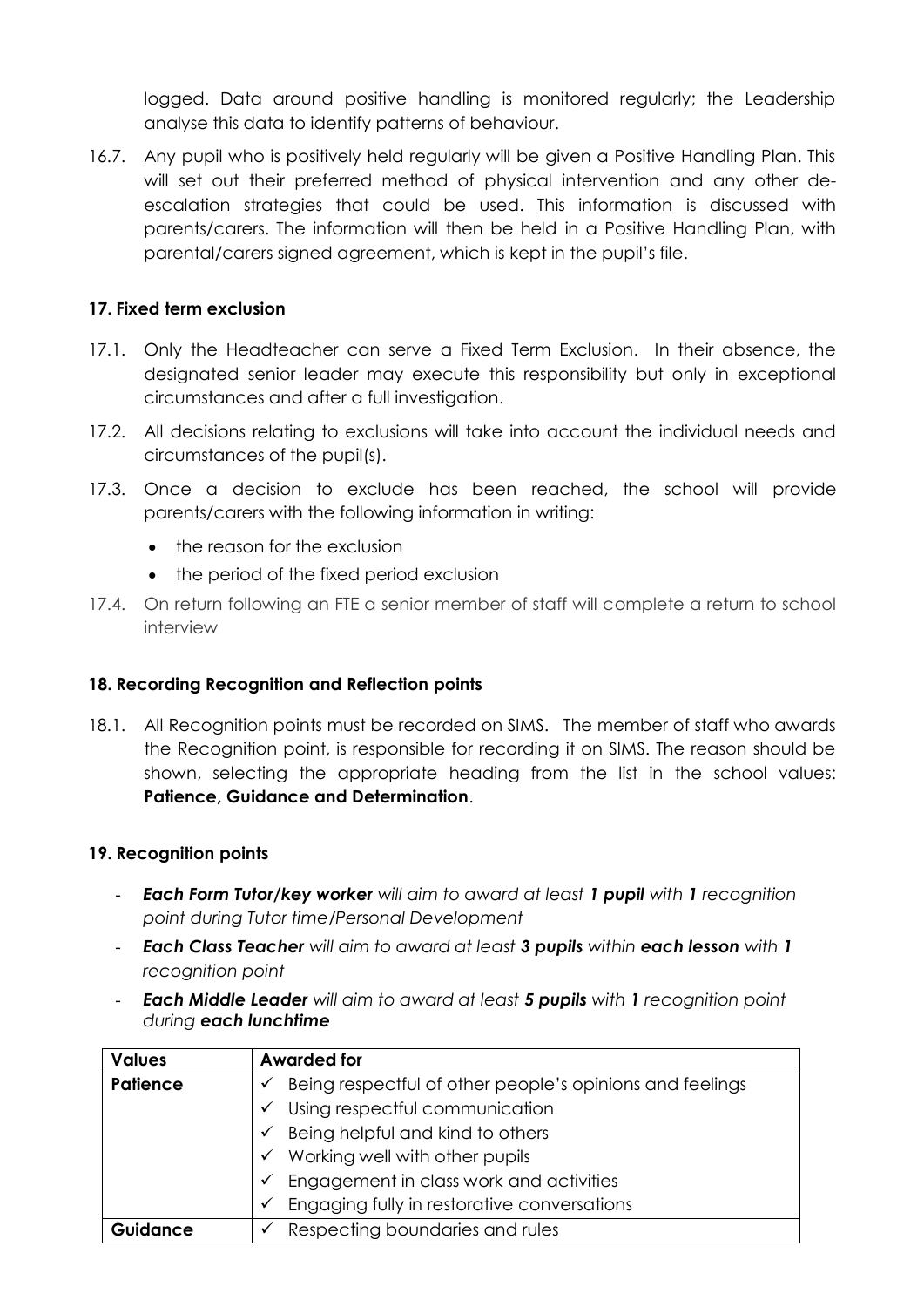logged. Data around positive handling is monitored regularly; the Leadership analyse this data to identify patterns of behaviour.

16.7. Any pupil who is positively held regularly will be given a Positive Handling Plan. This will set out their preferred method of physical intervention and any other de-escalation strategies that could be used. This information is discussed with parents/carers. The information will then be held in a Positive Handling Plan, with parental/carers signed agreement, which is kept in the pupil's file.

## 17. Fixed term exclusion

17.1. Only the Headteacher can serve a Fixed Term Exclusion. In their absence, the designated senior leader may execute this responsibility but only in exceptional circumstances and after a full investigation.

17.2. All decisions relating to exclusions will take into account the individual needs and circumstances of the pupil(s).

17.3. Once a decision to exclude has been reached, the school will provide parents/carers with the following information in writing:

- the reason for the exclusion
- the period of the fixed period exclusion

17.4. On return following an FTE a senior member of staff will complete a return to school interview

## 18. Recording Recognition and Reflection points

18.1. All Recognition points must be recorded on SIMS. The member of staff who awards the Recognition point, is responsible for recording it on SIMS. The reason should be shown, selecting the appropriate heading from the list in the school values: **Patience, Guidance and Determination**.

## 19. Recognition points

- ***Each Form Tutor/key worker*** *will aim to award at least* ***1 pupil*** *with* ***1*** *recognition point during Tutor time/Personal Development*
- ***Each Class Teacher*** *will aim to award at least* ***3 pupils*** *within* ***each lesson*** *with* ***1*** *recognition point*
- ***Each Middle Leader*** *will aim to award at least* ***5 pupils*** *with* ***1*** *recognition point during* ***each lunchtime***

| Values | Awarded for |
|---|---|
| **Patience** | ✓ Being respectful of other people's opinions and feelings<br>✓ Using respectful communication<br>✓ Being helpful and kind to others<br>✓ Working well with other pupils<br>✓ Engagement in class work and activities<br>✓ Engaging fully in restorative conversations |
| **Guidance** | ✓ Respecting boundaries and rules |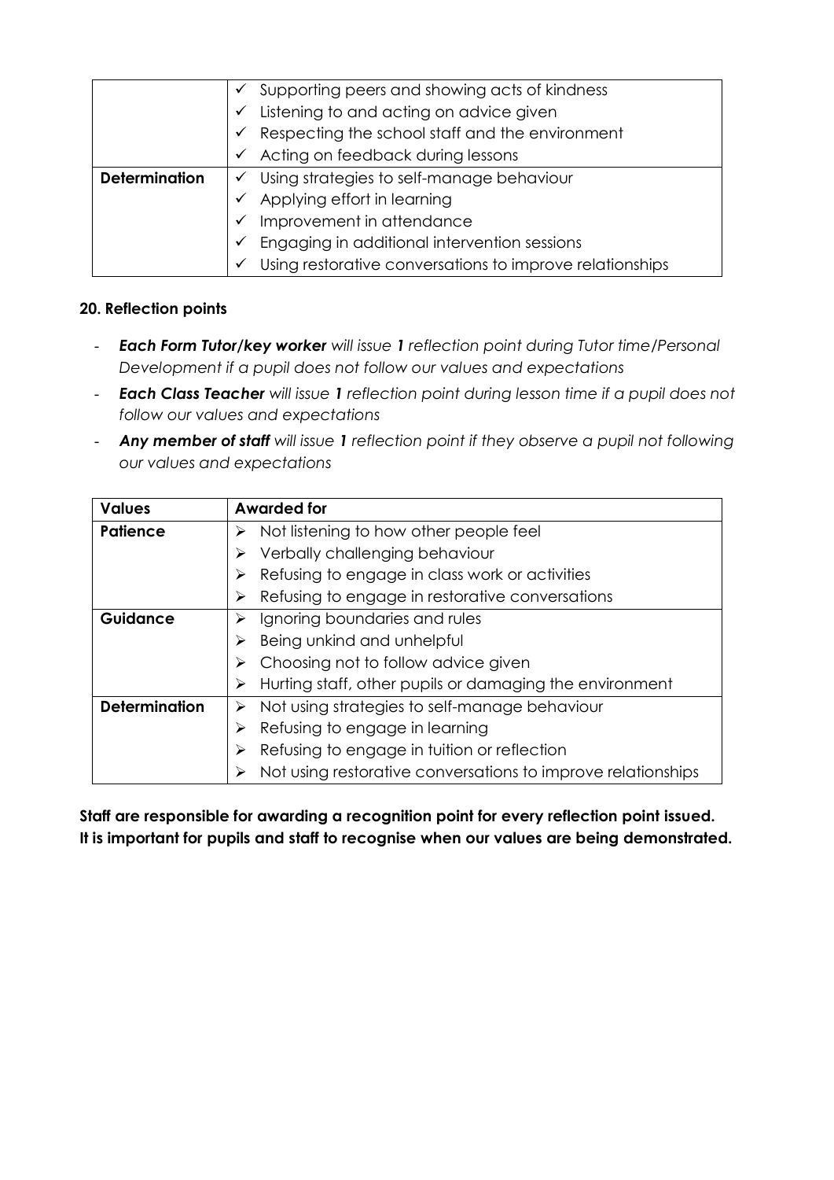| | |
|---|---|
| | ✓ Supporting peers and showing acts of kindness<br>✓ Listening to and acting on advice given<br>✓ Respecting the school staff and the environment<br>✓ Acting on feedback during lessons |
| **Determination** | ✓ Using strategies to self-manage behaviour<br>✓ Applying effort in learning<br>✓ Improvement in attendance<br>✓ Engaging in additional intervention sessions<br>✓ Using restorative conversations to improve relationships |

### 20. Reflection points

- ***Each Form Tutor/key worker*** *will issue **1** reflection point during Tutor time/Personal Development if a pupil does not follow our values and expectations*
- ***Each Class Teacher*** *will issue **1** reflection point during lesson time if a pupil does not follow our values and expectations*
- ***Any member of staff*** *will issue **1** reflection point if they observe a pupil not following our values and expectations*

| **Values** | **Awarded for** |
|---|---|
| **Patience** | ➢ Not listening to how other people feel<br>➢ Verbally challenging behaviour<br>➢ Refusing to engage in class work or activities<br>➢ Refusing to engage in restorative conversations |
| **Guidance** | ➢ Ignoring boundaries and rules<br>➢ Being unkind and unhelpful<br>➢ Choosing not to follow advice given<br>➢ Hurting staff, other pupils or damaging the environment |
| **Determination** | ➢ Not using strategies to self-manage behaviour<br>➢ Refusing to engage in learning<br>➢ Refusing to engage in tuition or reflection<br>➢ Not using restorative conversations to improve relationships |

**Staff are responsible for awarding a recognition point for every reflection point issued. It is important for pupils and staff to recognise when our values are being demonstrated.**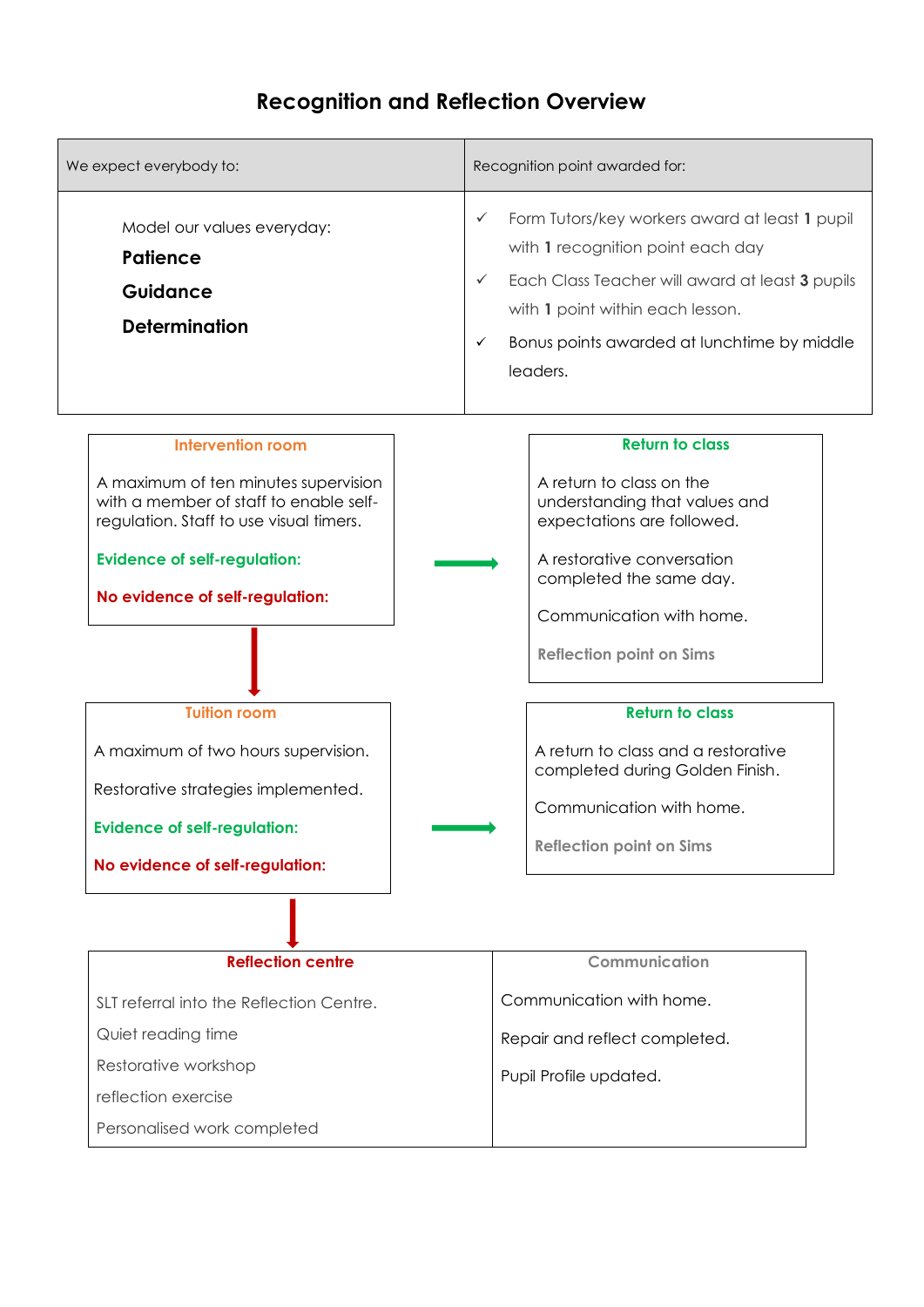# Recognition and Reflection Overview

| We expect everybody to: | Recognition point awarded for: |
|---|---|
| Model our values everyday:<br>**Patience**<br>**Guidance**<br>**Determination** | ✓ Form Tutors/key workers award at least **1** pupil with **1** recognition point each day<br>✓ Each Class Teacher will award at least **3** pupils with **1** point within each lesson.<br>✓ Bonus points awarded at lunchtime by middle leaders. |

**Intervention room**

A maximum of ten minutes supervision with a member of staff to enable self-regulation. Staff to use visual timers.

**Evidence of self-regulation:** → Return to class

**No evidence of self-regulation:** ↓ Tuition room

**Return to class**

A return to class on the understanding that values and expectations are followed.

A restorative conversation completed the same day.

Communication with home.

**Reflection point on Sims**

**Tuition room**

A maximum of two hours supervision.

Restorative strategies implemented.

**Evidence of self-regulation:** → Return to class

**No evidence of self-regulation:** ↓ Reflection centre

**Return to class**

A return to class and a restorative completed during Golden Finish.

Communication with home.

**Reflection point on Sims**

| Reflection centre | Communication |
|---|---|
| SLT referral into the Reflection Centre.<br>Quiet reading time<br>Restorative workshop<br>reflection exercise<br>Personalised work completed | Communication with home.<br>Repair and reflect completed.<br>Pupil Profile updated. |